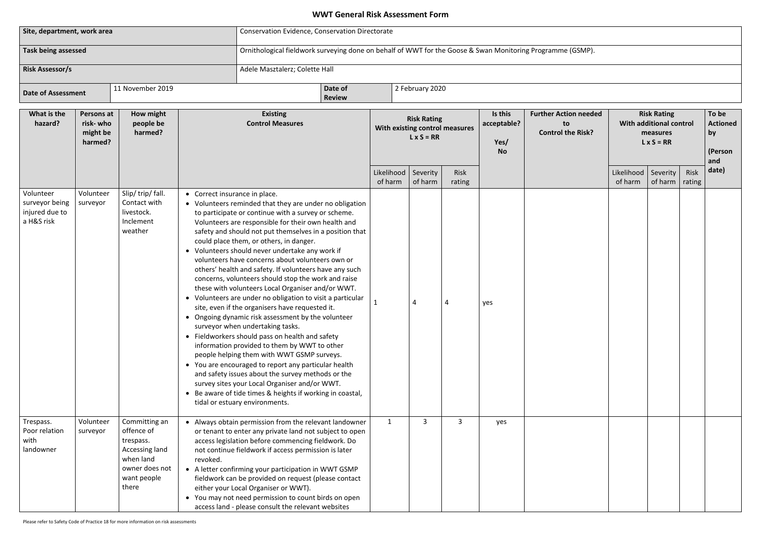# WWT General Risk Assessment Form

| Site, department, work area | | Conservation Evidence, Conservation Directorate | |
|---|---|---|---|
| Task being assessed | | Ornithological fieldwork surveying done on behalf of WWT for the Goose & Swan Monitoring Programme (GSMP). | |
| Risk Assessor/s | | Adele Masztalerz; Colette Hall | |
| Date of Assessment | 11 November 2019 | Date of Review | 2 February 2020 |

| What is the hazard? | Persons at risk- who might be harmed? | How might people be harmed? | Existing Control Measures | Risk Rating With existing control measures L x S = RR | | | Is this acceptable? Yes/ No | Further Action needed to Control the Risk? | Risk Rating With additional control measures L x S = RR | | | To be Actioned by (Person and date) |
|---|---|---|---|---|---|---|---|---|---|---|---|---|
| | | | | Likelihood of harm | Severity of harm | Risk rating | | | Likelihood of harm | Severity of harm | Risk rating | |
| Volunteer surveyor being injured due to a H&S risk | Volunteer surveyor | Slip/ trip/ fall. Contact with livestock. Inclement weather | • Correct insurance in place.<br>• Volunteers reminded that they are under no obligation to participate or continue with a survey or scheme. Volunteers are responsible for their own health and safety and should not put themselves in a position that could place them, or others, in danger.<br>• Volunteers should never undertake any work if volunteers have concerns about volunteers own or others' health and safety. If volunteers have any such concerns, volunteers should stop the work and raise these with volunteers Local Organiser and/or WWT.<br>• Volunteers are under no obligation to visit a particular site, even if the organisers have requested it.<br>• Ongoing dynamic risk assessment by the volunteer surveyor when undertaking tasks.<br>• Fieldworkers should pass on health and safety information provided to them by WWT to other people helping them with WWT GSMP surveys.<br>• You are encouraged to report any particular health and safety issues about the survey methods or the survey sites your Local Organiser and/or WWT.<br>• Be aware of tide times & heights if working in coastal, tidal or estuary environments. | 1 | 4 | 4 | yes | | | | | |
| Trespass. Poor relation with landowner | Volunteer surveyor | Committing an offence of trespass. Accessing land when land owner does not want people there | • Always obtain permission from the relevant landowner or tenant to enter any private land not subject to open access legislation before commencing fieldwork. Do not continue fieldwork if access permission is later revoked.<br>• A letter confirming your participation in WWT GSMP fieldwork can be provided on request (please contact either your Local Organiser or WWT).<br>• You may not need permission to count birds on open access land - please consult the relevant websites | 1 | 3 | 3 | yes | | | | | |

Please refer to Safety Code of Practice 18 for more information on risk assessments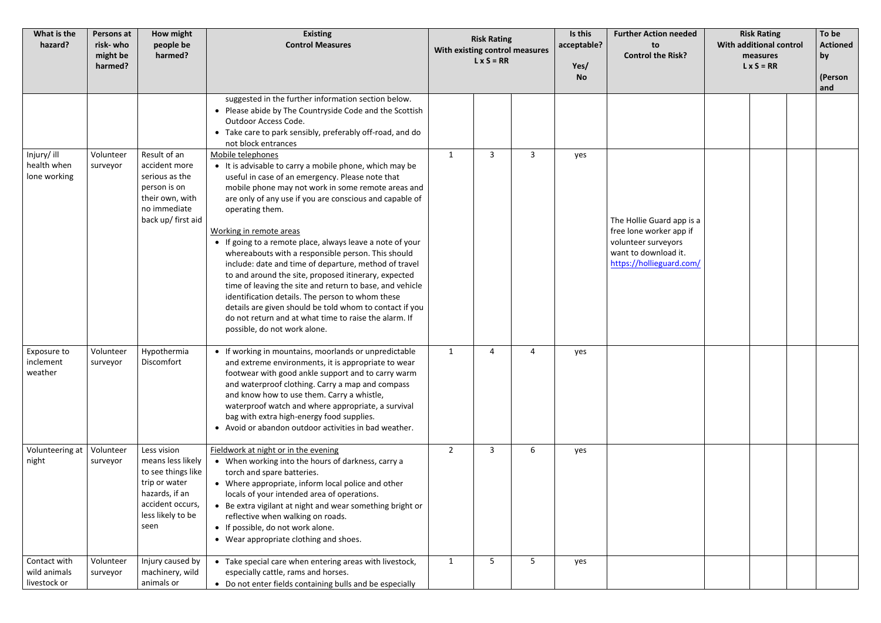| What is the hazard? | Persons at risk- who might be harmed? | How might people be harmed? | Existing Control Measures | Risk Rating With existing control measures L x S = RR | | | Is this acceptable? Yes/ No | Further Action needed to Control the Risk? | Risk Rating With additional control measures L x S = RR | | | To be Actioned by (Person and |
|---|---|---|---|---|---|---|---|---|---|---|---|---|
| | | | suggested in the further information section below.<br>• Please abide by The Countryside Code and the Scottish Outdoor Access Code.<br>• Take care to park sensibly, preferably off-road, and do not block entrances | | | | | | | | | |
| Injury/ ill health when lone working | Volunteer surveyor | Result of an accident more serious as the person is on their own, with no immediate back up/ first aid | Mobile telephones<br>• It is advisable to carry a mobile phone, which may be useful in case of an emergency. Please note that mobile phone may not work in some remote areas and are only of any use if you are conscious and capable of operating them.<br><br>Working in remote areas<br>• If going to a remote place, always leave a note of your whereabouts with a responsible person. This should include: date and time of departure, method of travel to and around the site, proposed itinerary, expected time of leaving the site and return to base, and vehicle identification details. The person to whom these details are given should be told whom to contact if you do not return and at what time to raise the alarm. If possible, do not work alone. | 1 | 3 | 3 | yes | The Hollie Guard app is a free lone worker app if volunteer surveyors want to download it. https://hollieguard.com/ | | | | |
| Exposure to inclement weather | Volunteer surveyor | Hypothermia Discomfort | • If working in mountains, moorlands or unpredictable and extreme environments, it is appropriate to wear footwear with good ankle support and to carry warm and waterproof clothing. Carry a map and compass and know how to use them. Carry a whistle, waterproof watch and where appropriate, a survival bag with extra high-energy food supplies.<br>• Avoid or abandon outdoor activities in bad weather. | 1 | 4 | 4 | yes | | | | | |
| Volunteering at night | Volunteer surveyor | Less vision means less likely to see things like trip or water hazards, if an accident occurs, less likely to be seen | Fieldwork at night or in the evening<br>• When working into the hours of darkness, carry a torch and spare batteries.<br>• Where appropriate, inform local police and other locals of your intended area of operations.<br>• Be extra vigilant at night and wear something bright or reflective when walking on roads.<br>• If possible, do not work alone.<br>• Wear appropriate clothing and shoes. | 2 | 3 | 6 | yes | | | | | |
| Contact with wild animals livestock or | Volunteer surveyor | Injury caused by machinery, wild animals or | • Take special care when entering areas with livestock, especially cattle, rams and horses.<br>• Do not enter fields containing bulls and be especially | 1 | 5 | 5 | yes | | | | | |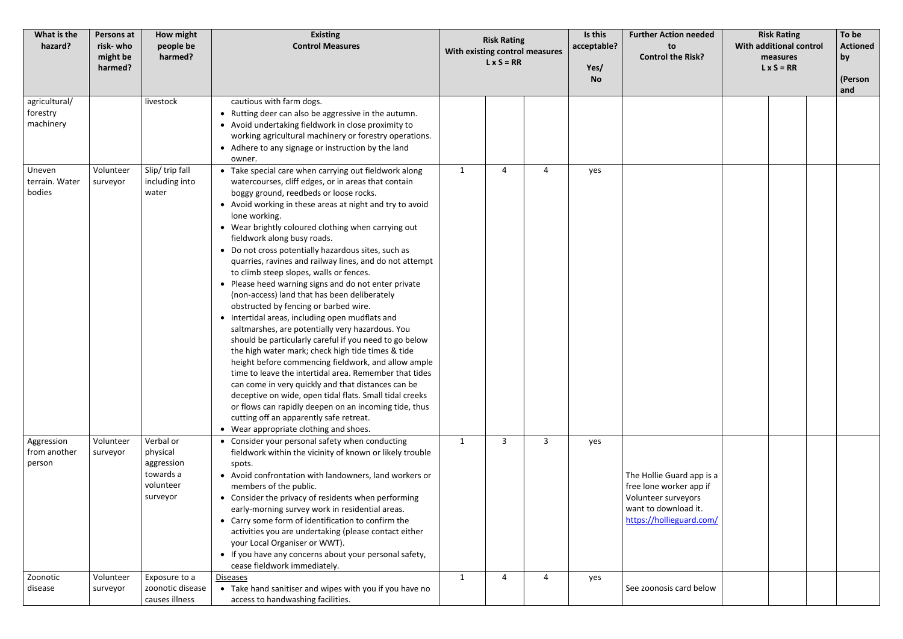| What is the hazard? | Persons at risk- who might be harmed? | How might people be harmed? | Existing Control Measures | Risk Rating With existing control measures L x S = RR | | | Is this acceptable? Yes/ No | Further Action needed to Control the Risk? | Risk Rating With additional control measures L x S = RR | | | To be Actioned by (Person and |
|---|---|---|---|---|---|---|---|---|---|---|---|---|
| agricultural/ forestry machinery | | livestock | cautious with farm dogs.<br>• Rutting deer can also be aggressive in the autumn.<br>• Avoid undertaking fieldwork in close proximity to working agricultural machinery or forestry operations.<br>• Adhere to any signage or instruction by the land owner. | | | | | | | | | |
| Uneven terrain. Water bodies | Volunteer surveyor | Slip/ trip fall including into water | • Take special care when carrying out fieldwork along watercourses, cliff edges, or in areas that contain boggy ground, reedbeds or loose rocks.<br>• Avoid working in these areas at night and try to avoid lone working.<br>• Wear brightly coloured clothing when carrying out fieldwork along busy roads.<br>• Do not cross potentially hazardous sites, such as quarries, ravines and railway lines, and do not attempt to climb steep slopes, walls or fences.<br>• Please heed warning signs and do not enter private (non-access) land that has been deliberately obstructed by fencing or barbed wire.<br>• Intertidal areas, including open mudflats and saltmarshes, are potentially very hazardous. You should be particularly careful if you need to go below the high water mark; check high tide times & tide height before commencing fieldwork, and allow ample time to leave the intertidal area. Remember that tides can come in very quickly and that distances can be deceptive on wide, open tidal flats. Small tidal creeks or flows can rapidly deepen on an incoming tide, thus cutting off an apparently safe retreat.<br>• Wear appropriate clothing and shoes. | 1 | 4 | 4 | yes | | | | | |
| Aggression from another person | Volunteer surveyor | Verbal or physical aggression towards a volunteer surveyor | • Consider your personal safety when conducting fieldwork within the vicinity of known or likely trouble spots.<br>• Avoid confrontation with landowners, land workers or members of the public.<br>• Consider the privacy of residents when performing early-morning survey work in residential areas.<br>• Carry some form of identification to confirm the activities you are undertaking (please contact either your Local Organiser or WWT).<br>• If you have any concerns about your personal safety, cease fieldwork immediately. | 1 | 3 | 3 | yes | The Hollie Guard app is a free lone worker app if Volunteer surveyors want to download it. https://hollieguard.com/ | | | | |
| Zoonotic disease | Volunteer surveyor | Exposure to a zoonotic disease causes illness | Diseases<br>• Take hand sanitiser and wipes with you if you have no access to handwashing facilities. | 1 | 4 | 4 | yes | See zoonosis card below | | | | |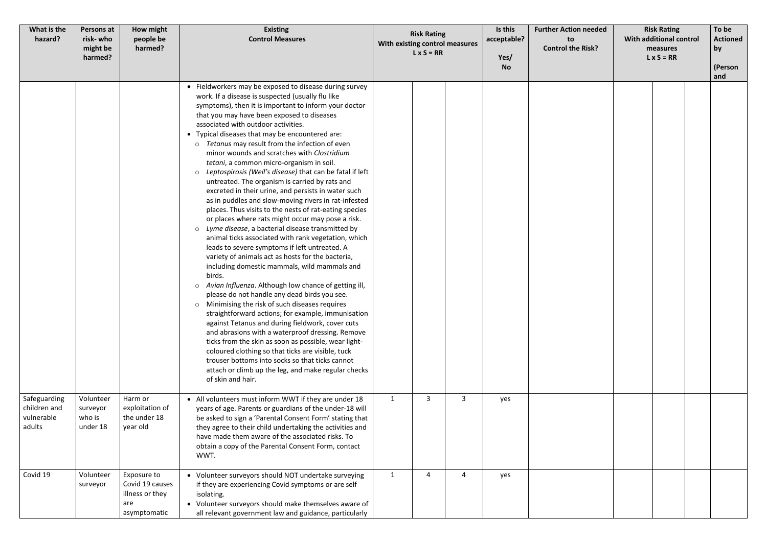| What is the hazard? | Persons at risk- who might be harmed? | How might people be harmed? | Existing Control Measures | Risk Rating With existing control measures L x S = RR | | | Is this acceptable? Yes/ No | Further Action needed to Control the Risk? | Risk Rating With additional control measures L x S = RR | | | To be Actioned by (Person and |
|---|---|---|---|---|---|---|---|---|---|---|---|---|
| | | | • Fieldworkers may be exposed to disease during survey work. If a disease is suspected (usually flu like symptoms), then it is important to inform your doctor that you may have been exposed to diseases associated with outdoor activities.<br>• Typical diseases that may be encountered are:<br>○ *Tetanus* may result from the infection of even minor wounds and scratches with *Clostridium tetani*, a common micro-organism in soil.<br>○ *Leptospirosis (Weil's disease)* that can be fatal if left untreated. The organism is carried by rats and excreted in their urine, and persists in water such as in puddles and slow-moving rivers in rat-infested places. Thus visits to the nests of rat-eating species or places where rats might occur may pose a risk.<br>○ *Lyme disease*, a bacterial disease transmitted by animal ticks associated with rank vegetation, which leads to severe symptoms if left untreated. A variety of animals act as hosts for the bacteria, including domestic mammals, wild mammals and birds.<br>○ *Avian Influenza*. Although low chance of getting ill, please do not handle any dead birds you see.<br>○ Minimising the risk of such diseases requires straightforward actions; for example, immunisation against Tetanus and during fieldwork, cover cuts and abrasions with a waterproof dressing. Remove ticks from the skin as soon as possible, wear light-coloured clothing so that ticks are visible, tuck trouser bottoms into socks so that ticks cannot attach or climb up the leg, and make regular checks of skin and hair. | | | | | | | | | |
| Safeguarding children and vulnerable adults | Volunteer surveyor who is under 18 | Harm or exploitation of the under 18 year old | • All volunteers must inform WWT if they are under 18 years of age. Parents or guardians of the under-18 will be asked to sign a 'Parental Consent Form' stating that they agree to their child undertaking the activities and have made them aware of the associated risks. To obtain a copy of the Parental Consent Form, contact WWT. | 1 | 3 | 3 | yes | | | | | |
| Covid 19 | Volunteer surveyor | Exposure to Covid 19 causes illness or they are asymptomatic | • Volunteer surveyors should NOT undertake surveying if they are experiencing Covid symptoms or are self isolating.<br>• Volunteer surveyors should make themselves aware of all relevant government law and guidance, particularly | 1 | 4 | 4 | yes | | | | | |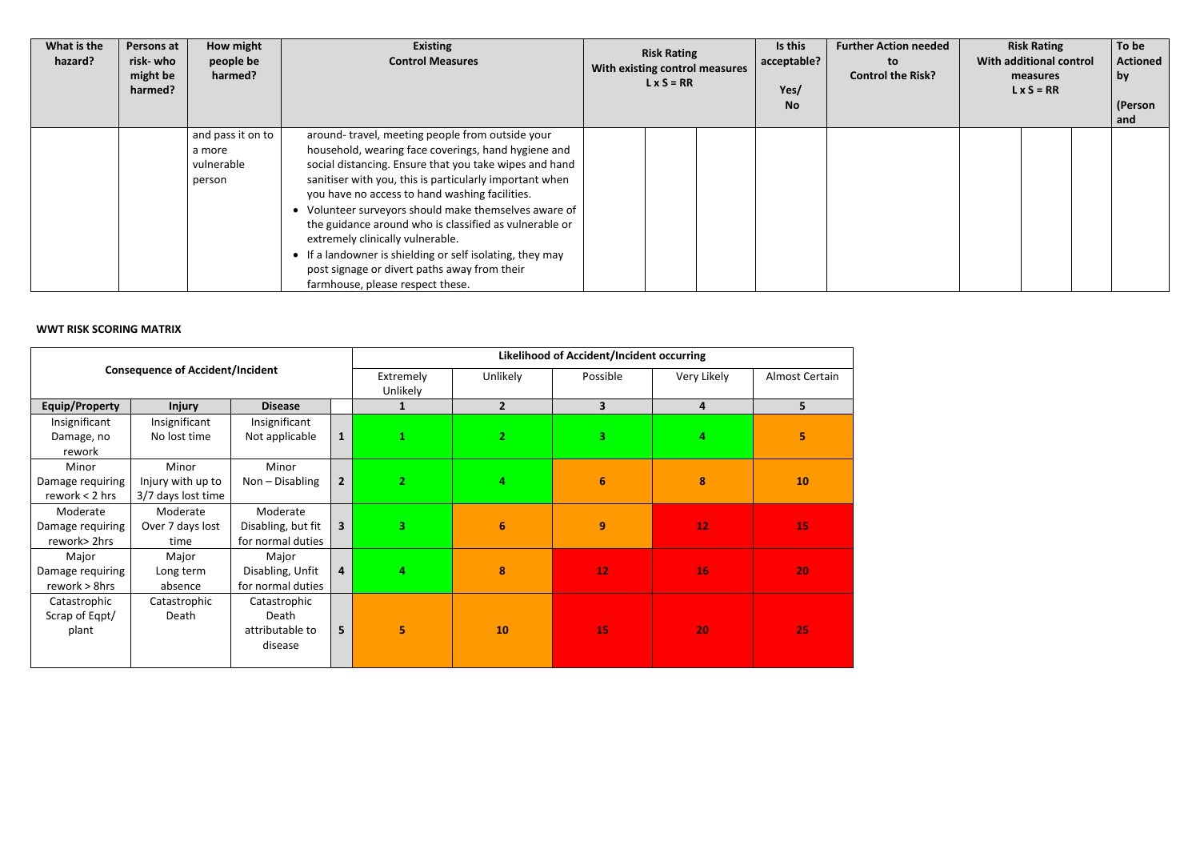| What is the hazard? | Persons at risk- who might be harmed? | How might people be harmed? | Existing Control Measures | Risk Rating With existing control measures L x S = RR | | | Is this acceptable? Yes/ No | Further Action needed to Control the Risk? | Risk Rating With additional control measures L x S = RR | | | To be Actioned by (Person and |
|---|---|---|---|---|---|---|---|---|---|---|---|---|
| | | and pass it on to a more vulnerable person | around- travel, meeting people from outside your household, wearing face coverings, hand hygiene and social distancing. Ensure that you take wipes and hand sanitiser with you, this is particularly important when you have no access to hand washing facilities. <br>• Volunteer surveyors should make themselves aware of the guidance around who is classified as vulnerable or extremely clinically vulnerable. <br>• If a landowner is shielding or self isolating, they may post signage or divert paths away from their farmhouse, please respect these. | | | | | | | | | |

**WWT RISK SCORING MATRIX**

| Consequence of Accident/Incident | | | | Likelihood of Accident/Incident occurring | | | | |
|---|---|---|---|---|---|---|---|---|
| | | | | Extremely Unlikely | Unlikely | Possible | Very Likely | Almost Certain |
| **Equip/Property** | **Injury** | **Disease** | | **1** | **2** | **3** | **4** | **5** |
| Insignificant Damage, no rework | Insignificant No lost time | Insignificant Not applicable | **1** | **1** | **2** | **3** | **4** | **5** |
| Minor Damage requiring rework < 2 hrs | Minor Injury with up to 3/7 days lost time | Minor Non – Disabling | **2** | **2** | **4** | **6** | **8** | **10** |
| Moderate Damage requiring rework> 2hrs | Moderate Over 7 days lost time | Moderate Disabling, but fit for normal duties | **3** | **3** | **6** | **9** | **12** | **15** |
| Major Damage requiring rework > 8hrs | Major Long term absence | Major Disabling, Unfit for normal duties | **4** | **4** | **8** | **12** | **16** | **20** |
| Catastrophic Scrap of Eqpt/ plant | Catastrophic Death | Catastrophic Death attributable to disease | **5** | **5** | **10** | **15** | **20** | **25** |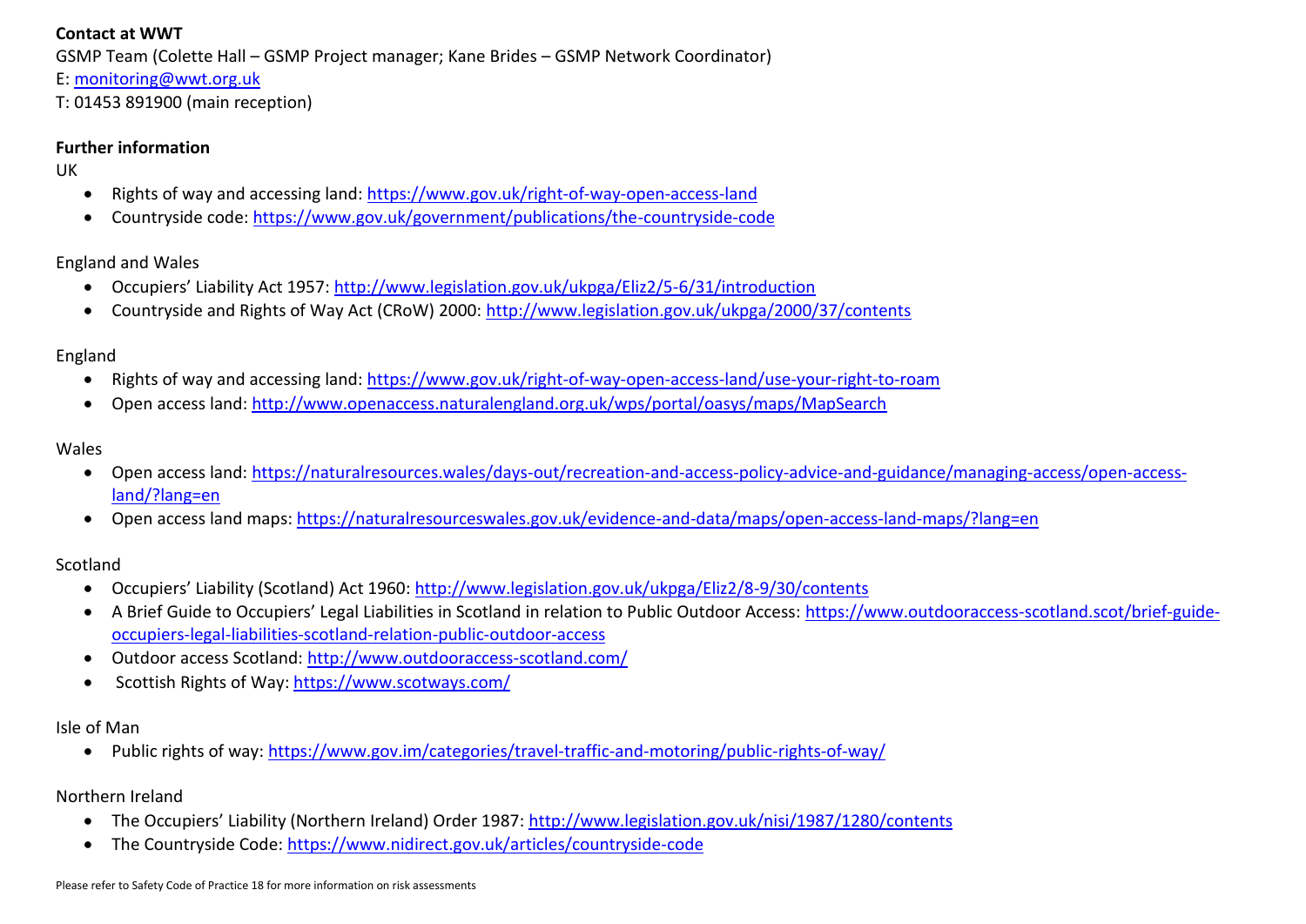**Contact at WWT**

GSMP Team (Colette Hall – GSMP Project manager; Kane Brides – GSMP Network Coordinator)

E: monitoring@wwt.org.uk

T: 01453 891900 (main reception)

**Further information**

UK

- Rights of way and accessing land: https://www.gov.uk/right-of-way-open-access-land
- Countryside code: https://www.gov.uk/government/publications/the-countryside-code

England and Wales

- Occupiers' Liability Act 1957: http://www.legislation.gov.uk/ukpga/Eliz2/5-6/31/introduction
- Countryside and Rights of Way Act (CRoW) 2000: http://www.legislation.gov.uk/ukpga/2000/37/contents

England

- Rights of way and accessing land: https://www.gov.uk/right-of-way-open-access-land/use-your-right-to-roam
- Open access land: http://www.openaccess.naturalengland.org.uk/wps/portal/oasys/maps/MapSearch

Wales

- Open access land: https://naturalresources.wales/days-out/recreation-and-access-policy-advice-and-guidance/managing-access/open-access-land/?lang=en
- Open access land maps: https://naturalresourceswales.gov.uk/evidence-and-data/maps/open-access-land-maps/?lang=en

Scotland

- Occupiers' Liability (Scotland) Act 1960: http://www.legislation.gov.uk/ukpga/Eliz2/8-9/30/contents
- A Brief Guide to Occupiers' Legal Liabilities in Scotland in relation to Public Outdoor Access: https://www.outdooraccess-scotland.scot/brief-guide-occupiers-legal-liabilities-scotland-relation-public-outdoor-access
- Outdoor access Scotland: http://www.outdooraccess-scotland.com/
- Scottish Rights of Way: https://www.scotways.com/

Isle of Man

- Public rights of way: https://www.gov.im/categories/travel-traffic-and-motoring/public-rights-of-way/

Northern Ireland

- The Occupiers' Liability (Northern Ireland) Order 1987: http://www.legislation.gov.uk/nisi/1987/1280/contents
- The Countryside Code: https://www.nidirect.gov.uk/articles/countryside-code

Please refer to Safety Code of Practice 18 for more information on risk assessments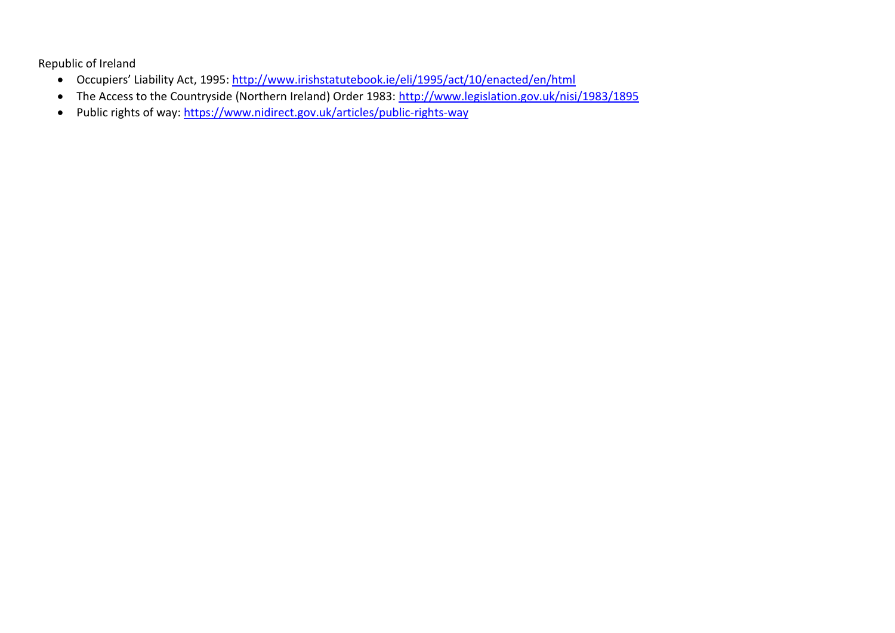Republic of Ireland

- Occupiers' Liability Act, 1995: [http://www.irishstatutebook.ie/eli/1995/act/10/enacted/en/html](http://www.irishstatutebook.ie/eli/1995/act/10/enacted/en/html)
- The Access to the Countryside (Northern Ireland) Order 1983: [http://www.legislation.gov.uk/nisi/1983/1895](http://www.legislation.gov.uk/nisi/1983/1895)
- Public rights of way: [https://www.nidirect.gov.uk/articles/public-rights-way](https://www.nidirect.gov.uk/articles/public-rights-way)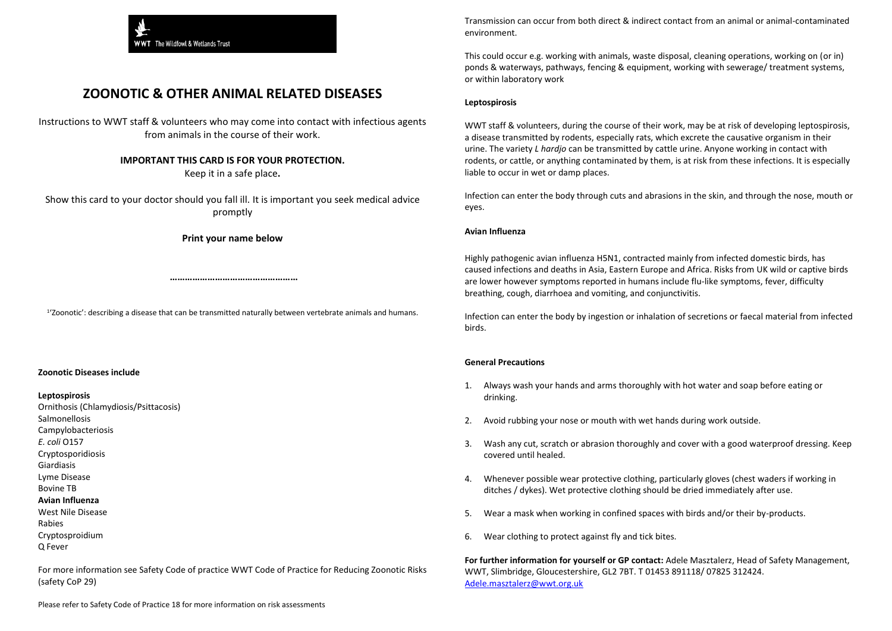WWT The Wildfowl & Wetlands Trust

# ZOONOTIC & OTHER ANIMAL RELATED DISEASES

Instructions to WWT staff & volunteers who may come into contact with infectious agents from animals in the course of their work.

**IMPORTANT THIS CARD IS FOR YOUR PROTECTION.**
Keep it in a safe place**.**

Show this card to your doctor should you fall ill. It is important you seek medical advice promptly

**Print your name below**

**…………………………………………**

[1]'Zoonotic': describing a disease that can be transmitted naturally between vertebrate animals and humans.

**Zoonotic Diseases include**

**Leptospirosis**
Ornithosis (Chlamydiosis/Psittacosis)
Salmonellosis
Campylobacteriosis
*E. coli* O157
Cryptosporidiosis
Giardiasis
Lyme Disease
Bovine TB
**Avian Influenza**
West Nile Disease
Rabies
Cryptosproidium
Q Fever

For more information see Safety Code of practice WWT Code of Practice for Reducing Zoonotic Risks (safety CoP 29)

Please refer to Safety Code of Practice 18 for more information on risk assessments

Transmission can occur from both direct & indirect contact from an animal or animal-contaminated environment.

This could occur e.g. working with animals, waste disposal, cleaning operations, working on (or in) ponds & waterways, pathways, fencing & equipment, working with sewerage/ treatment systems, or within laboratory work

**Leptospirosis**

WWT staff & volunteers, during the course of their work, may be at risk of developing leptospirosis, a disease transmitted by rodents, especially rats, which excrete the causative organism in their urine. The variety *L hardjo* can be transmitted by cattle urine. Anyone working in contact with rodents, or cattle, or anything contaminated by them, is at risk from these infections. It is especially liable to occur in wet or damp places.

Infection can enter the body through cuts and abrasions in the skin, and through the nose, mouth or eyes.

**Avian Influenza**

Highly pathogenic avian influenza H5N1, contracted mainly from infected domestic birds, has caused infections and deaths in Asia, Eastern Europe and Africa. Risks from UK wild or captive birds are lower however symptoms reported in humans include flu-like symptoms, fever, difficulty breathing, cough, diarrhoea and vomiting, and conjunctivitis.

Infection can enter the body by ingestion or inhalation of secretions or faecal material from infected birds.

**General Precautions**

1. Always wash your hands and arms thoroughly with hot water and soap before eating or drinking.
2. Avoid rubbing your nose or mouth with wet hands during work outside.
3. Wash any cut, scratch or abrasion thoroughly and cover with a good waterproof dressing. Keep covered until healed.
4. Whenever possible wear protective clothing, particularly gloves (chest waders if working in ditches / dykes). Wet protective clothing should be dried immediately after use.
5. Wear a mask when working in confined spaces with birds and/or their by-products.
6. Wear clothing to protect against fly and tick bites.

**For further information for yourself or GP contact:** Adele Masztalerz, Head of Safety Management, WWT, Slimbridge, Gloucestershire, GL2 7BT. T 01453 891118/ 07825 312424.
Adele.masztalerz@wwt.org.uk